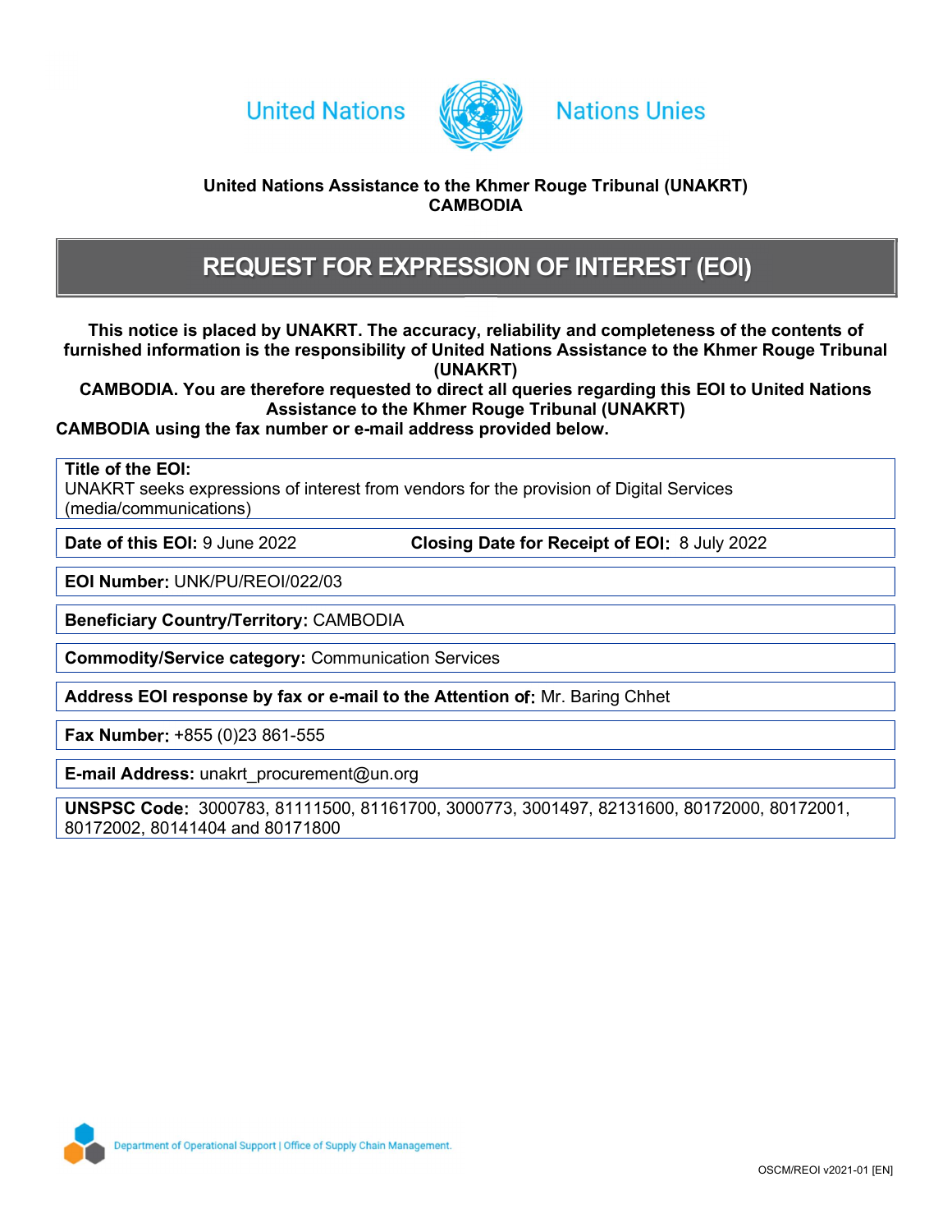United Nations Nations Unies

**United Nations Assistance to the Khmer Rouge Tribunal (UNAKRT)**
**CAMBODIA**

# REQUEST FOR EXPRESSION OF INTEREST (EOI)

**This notice is placed by UNAKRT. The accuracy, reliability and completeness of the contents of furnished information is the responsibility of United Nations Assistance to the Khmer Rouge Tribunal (UNAKRT) CAMBODIA. You are therefore requested to direct all queries regarding this EOI to United Nations Assistance to the Khmer Rouge Tribunal (UNAKRT) CAMBODIA using the fax number or e-mail address provided below.**

**Title of the EOI:**
UNAKRT seeks expressions of interest from vendors for the provision of Digital Services (media/communications)

**Date of this EOI:** 9 June 2022 **Closing Date for Receipt of EOI:** 8 July 2022

**EOI Number:** UNK/PU/REOI/022/03

**Beneficiary Country/Territory:** CAMBODIA

**Commodity/Service category:** Communication Services

**Address EOI response by fax or e-mail to the Attention of:** Mr. Baring Chhet

**Fax Number:** +855 (0)23 861-555

**E-mail Address:** unakrt_procurement@un.org

**UNSPSC Code:** 3000783, 81111500, 81161700, 3000773, 3001497, 82131600, 80172000, 80172001, 80172002, 80141404 and 80171800

Department of Operational Support | Office of Supply Chain Management.

OSCM/REOI v2021-01 [EN]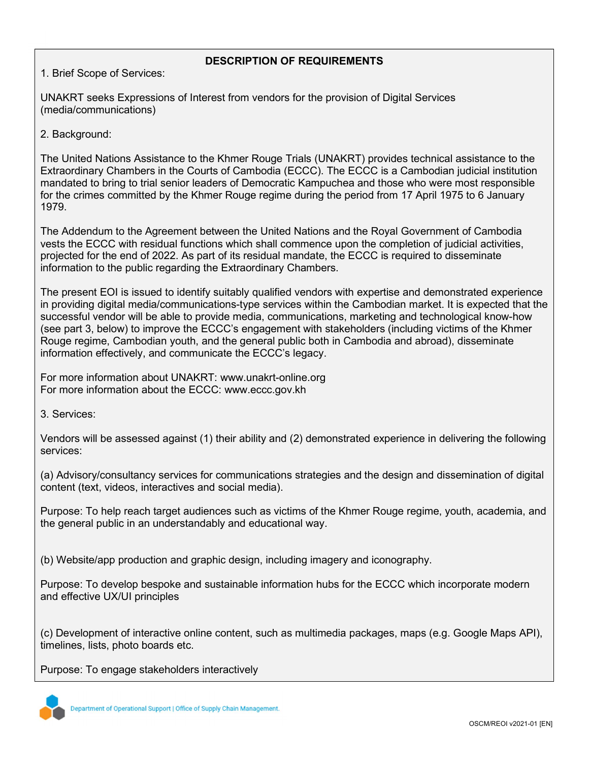## DESCRIPTION OF REQUIREMENTS

1. Brief Scope of Services:

UNAKRT seeks Expressions of Interest from vendors for the provision of Digital Services (media/communications)

2. Background:

The United Nations Assistance to the Khmer Rouge Trials (UNAKRT) provides technical assistance to the Extraordinary Chambers in the Courts of Cambodia (ECCC). The ECCC is a Cambodian judicial institution mandated to bring to trial senior leaders of Democratic Kampuchea and those who were most responsible for the crimes committed by the Khmer Rouge regime during the period from 17 April 1975 to 6 January 1979.

The Addendum to the Agreement between the United Nations and the Royal Government of Cambodia vests the ECCC with residual functions which shall commence upon the completion of judicial activities, projected for the end of 2022. As part of its residual mandate, the ECCC is required to disseminate information to the public regarding the Extraordinary Chambers.

The present EOI is issued to identify suitably qualified vendors with expertise and demonstrated experience in providing digital media/communications-type services within the Cambodian market. It is expected that the successful vendor will be able to provide media, communications, marketing and technological know-how (see part 3, below) to improve the ECCC's engagement with stakeholders (including victims of the Khmer Rouge regime, Cambodian youth, and the general public both in Cambodia and abroad), disseminate information effectively, and communicate the ECCC's legacy.

For more information about UNAKRT: www.unakrt-online.org
For more information about the ECCC: www.eccc.gov.kh

3. Services:

Vendors will be assessed against (1) their ability and (2) demonstrated experience in delivering the following services:

(a) Advisory/consultancy services for communications strategies and the design and dissemination of digital content (text, videos, interactives and social media).

Purpose: To help reach target audiences such as victims of the Khmer Rouge regime, youth, academia, and the general public in an understandably and educational way.

(b) Website/app production and graphic design, including imagery and iconography.

Purpose: To develop bespoke and sustainable information hubs for the ECCC which incorporate modern and effective UX/UI principles

(c) Development of interactive online content, such as multimedia packages, maps (e.g. Google Maps API), timelines, lists, photo boards etc.

Purpose: To engage stakeholders interactively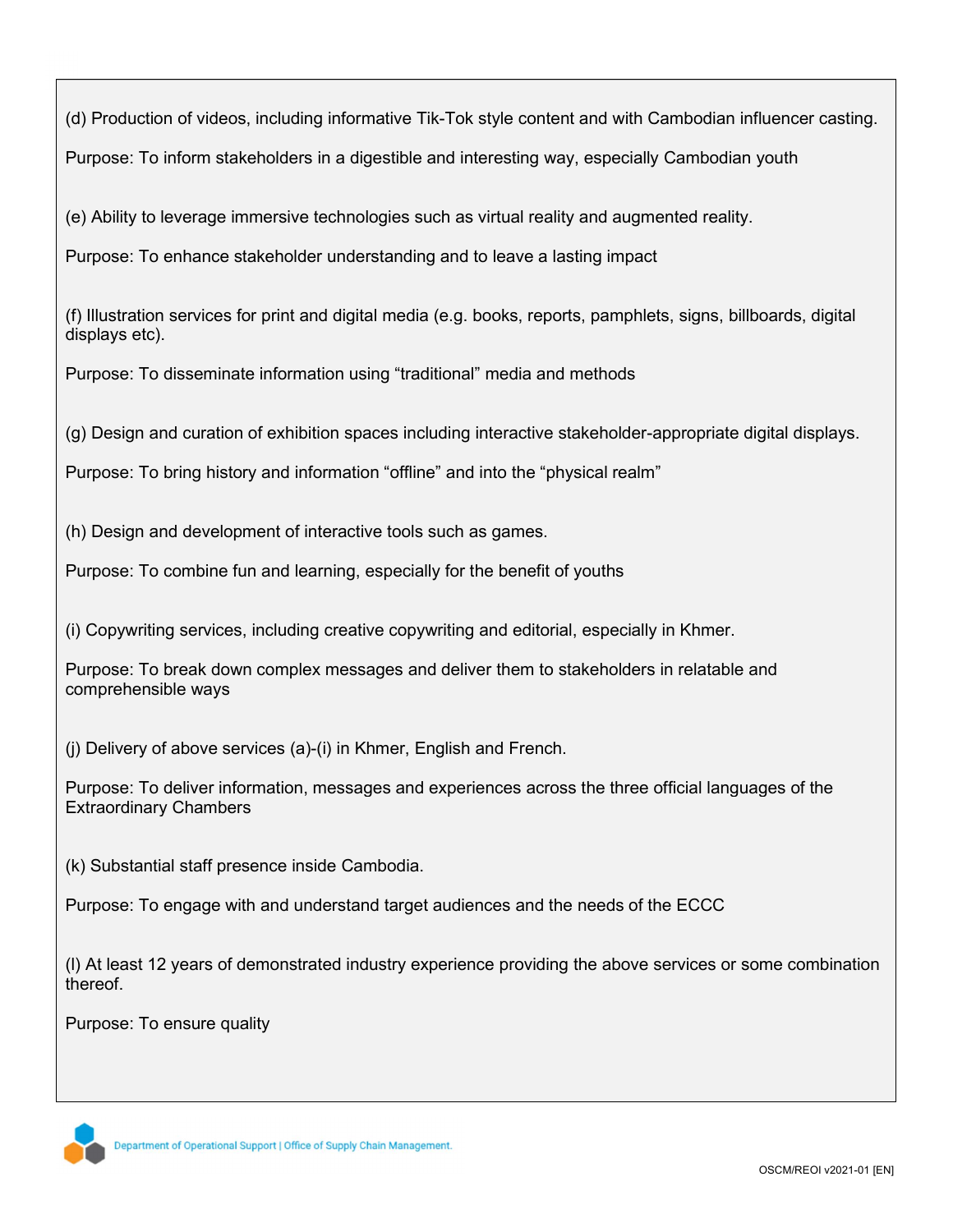(d) Production of videos, including informative Tik-Tok style content and with Cambodian influencer casting.

Purpose: To inform stakeholders in a digestible and interesting way, especially Cambodian youth

(e) Ability to leverage immersive technologies such as virtual reality and augmented reality.

Purpose: To enhance stakeholder understanding and to leave a lasting impact

(f) Illustration services for print and digital media (e.g. books, reports, pamphlets, signs, billboards, digital displays etc).

Purpose: To disseminate information using "traditional" media and methods

(g) Design and curation of exhibition spaces including interactive stakeholder-appropriate digital displays.

Purpose: To bring history and information "offline" and into the "physical realm"

(h) Design and development of interactive tools such as games.

Purpose: To combine fun and learning, especially for the benefit of youths

(i) Copywriting services, including creative copywriting and editorial, especially in Khmer.

Purpose: To break down complex messages and deliver them to stakeholders in relatable and comprehensible ways

(j) Delivery of above services (a)-(i) in Khmer, English and French.

Purpose: To deliver information, messages and experiences across the three official languages of the Extraordinary Chambers

(k) Substantial staff presence inside Cambodia.

Purpose: To engage with and understand target audiences and the needs of the ECCC

(l) At least 12 years of demonstrated industry experience providing the above services or some combination thereof.

Purpose: To ensure quality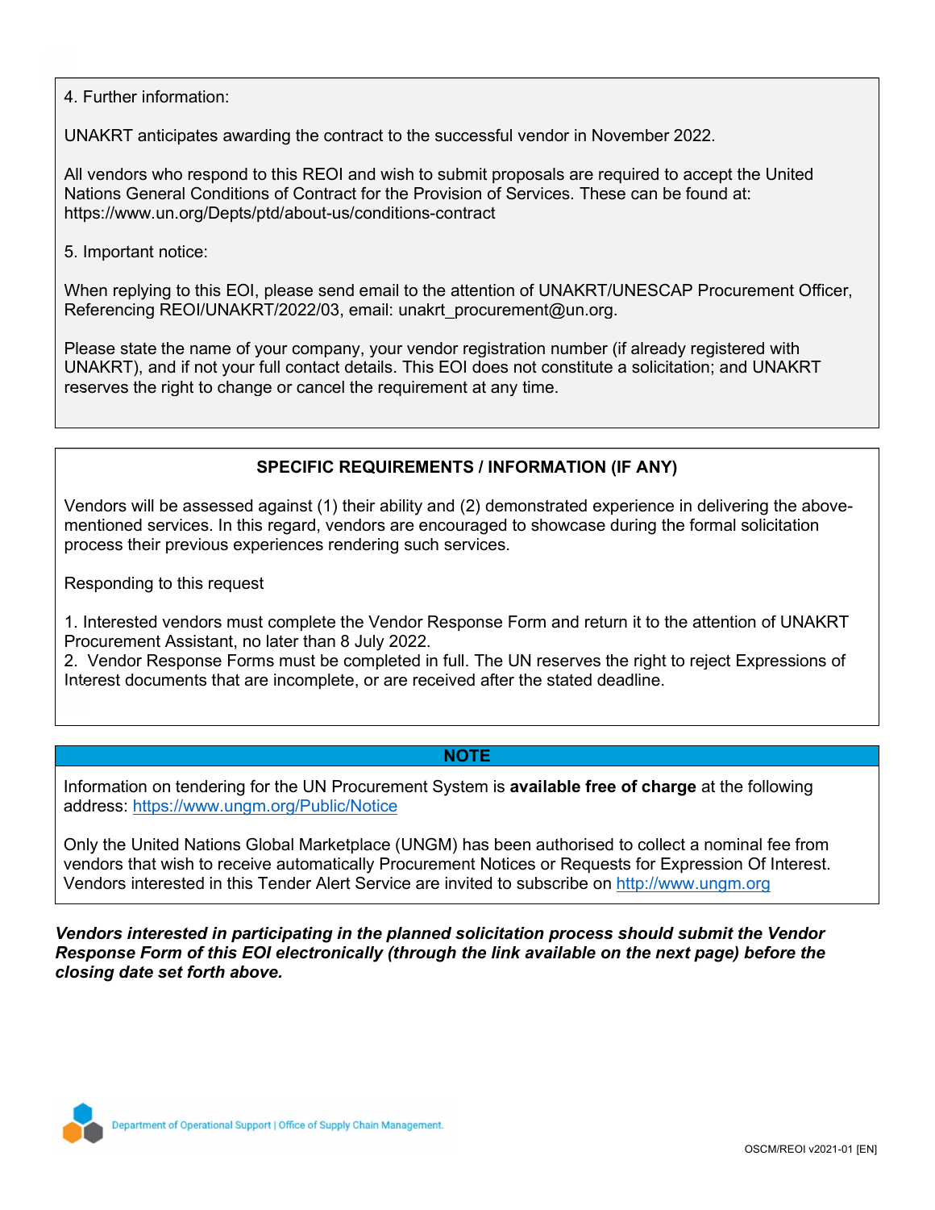4. Further information:

UNAKRT anticipates awarding the contract to the successful vendor in November 2022.

All vendors who respond to this REOI and wish to submit proposals are required to accept the United Nations General Conditions of Contract for the Provision of Services. These can be found at: https://www.un.org/Depts/ptd/about-us/conditions-contract

5. Important notice:

When replying to this EOI, please send email to the attention of UNAKRT/UNESCAP Procurement Officer, Referencing REOI/UNAKRT/2022/03, email: unakrt_procurement@un.org.

Please state the name of your company, your vendor registration number (if already registered with UNAKRT), and if not your full contact details. This EOI does not constitute a solicitation; and UNAKRT reserves the right to change or cancel the requirement at any time.

## SPECIFIC REQUIREMENTS / INFORMATION (IF ANY)

Vendors will be assessed against (1) their ability and (2) demonstrated experience in delivering the above-mentioned services. In this regard, vendors are encouraged to showcase during the formal solicitation process their previous experiences rendering such services.

Responding to this request

1. Interested vendors must complete the Vendor Response Form and return it to the attention of UNAKRT Procurement Assistant, no later than 8 July 2022.
2. Vendor Response Forms must be completed in full. The UN reserves the right to reject Expressions of Interest documents that are incomplete, or are received after the stated deadline.

## NOTE

Information on tendering for the UN Procurement System is **available free of charge** at the following address: https://www.ungm.org/Public/Notice

Only the United Nations Global Marketplace (UNGM) has been authorised to collect a nominal fee from vendors that wish to receive automatically Procurement Notices or Requests for Expression Of Interest. Vendors interested in this Tender Alert Service are invited to subscribe on http://www.ungm.org

***Vendors interested in participating in the planned solicitation process should submit the Vendor Response Form of this EOI electronically (through the link available on the next page) before the closing date set forth above.***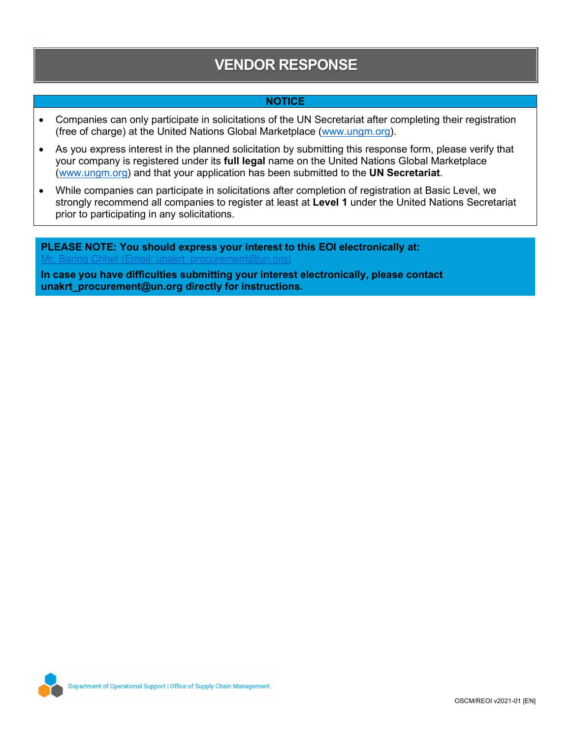# VENDOR RESPONSE

**NOTICE**

- Companies can only participate in solicitations of the UN Secretariat after completing their registration (free of charge) at the United Nations Global Marketplace (www.ungm.org).
- As you express interest in the planned solicitation by submitting this response form, please verify that your company is registered under its **full legal** name on the United Nations Global Marketplace (www.ungm.org) and that your application has been submitted to the **UN Secretariat**.
- While companies can participate in solicitations after completion of registration at Basic Level, we strongly recommend all companies to register at least at **Level 1** under the United Nations Secretariat prior to participating in any solicitations.

**PLEASE NOTE: You should express your interest to this EOI electronically at:**
Mr. Baring Chhet (Email: unakrt_procurement@un.org)

**In case you have difficulties submitting your interest electronically, please contact unakrt_procurement@un.org directly for instructions.**

Department of Operational Support | Office of Supply Chain Management.

OSCM/REOI v2021-01 [EN]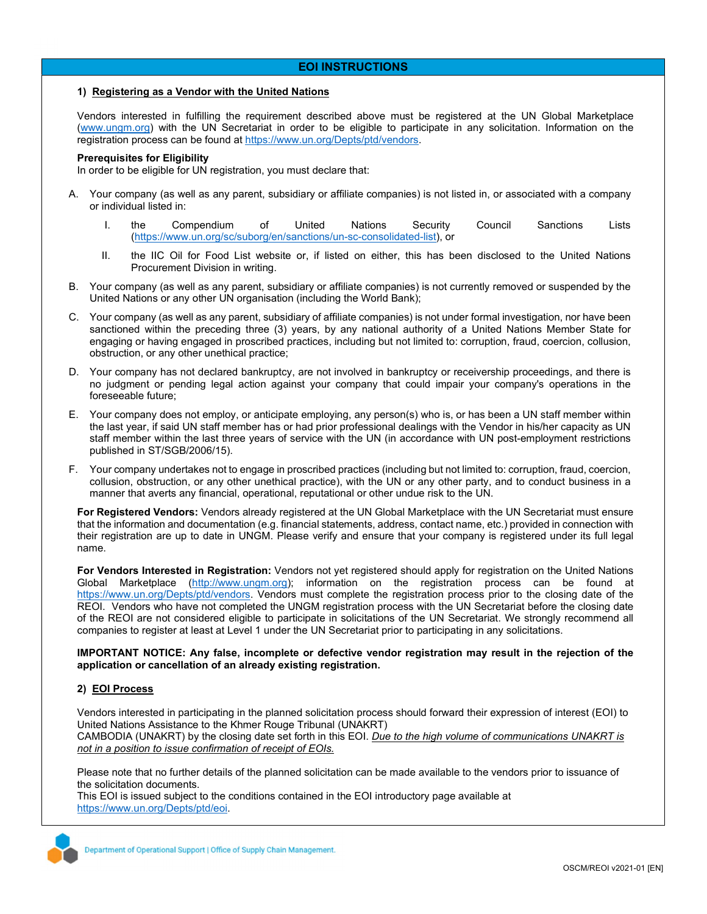## EOI INSTRUCTIONS

### 1) Registering as a Vendor with the United Nations

Vendors interested in fulfilling the requirement described above must be registered at the UN Global Marketplace (www.ungm.org) with the UN Secretariat in order to be eligible to participate in any solicitation. Information on the registration process can be found at https://www.un.org/Depts/ptd/vendors.

**Prerequisites for Eligibility**
In order to be eligible for UN registration, you must declare that:

A. Your company (as well as any parent, subsidiary or affiliate companies) is not listed in, or associated with a company or individual listed in:

   I. the Compendium of United Nations Security Council Sanctions Lists (https://www.un.org/sc/suborg/en/sanctions/un-sc-consolidated-list), or

   II. the IIC Oil for Food List website or, if listed on either, this has been disclosed to the United Nations Procurement Division in writing.

B. Your company (as well as any parent, subsidiary or affiliate companies) is not currently removed or suspended by the United Nations or any other UN organisation (including the World Bank);

C. Your company (as well as any parent, subsidiary of affiliate companies) is not under formal investigation, nor have been sanctioned within the preceding three (3) years, by any national authority of a United Nations Member State for engaging or having engaged in proscribed practices, including but not limited to: corruption, fraud, coercion, collusion, obstruction, or any other unethical practice;

D. Your company has not declared bankruptcy, are not involved in bankruptcy or receivership proceedings, and there is no judgment or pending legal action against your company that could impair your company's operations in the foreseeable future;

E. Your company does not employ, or anticipate employing, any person(s) who is, or has been a UN staff member within the last year, if said UN staff member has or had prior professional dealings with the Vendor in his/her capacity as UN staff member within the last three years of service with the UN (in accordance with UN post-employment restrictions published in ST/SGB/2006/15).

F. Your company undertakes not to engage in proscribed practices (including but not limited to: corruption, fraud, coercion, collusion, obstruction, or any other unethical practice), with the UN or any other party, and to conduct business in a manner that averts any financial, operational, reputational or other undue risk to the UN.

**For Registered Vendors:** Vendors already registered at the UN Global Marketplace with the UN Secretariat must ensure that the information and documentation (e.g. financial statements, address, contact name, etc.) provided in connection with their registration are up to date in UNGM. Please verify and ensure that your company is registered under its full legal name.

**For Vendors Interested in Registration:** Vendors not yet registered should apply for registration on the United Nations Global Marketplace (http://www.ungm.org); information on the registration process can be found at https://www.un.org/Depts/ptd/vendors. Vendors must complete the registration process prior to the closing date of the REOI. Vendors who have not completed the UNGM registration process with the UN Secretariat before the closing date of the REOI are not considered eligible to participate in solicitations of the UN Secretariat. We strongly recommend all companies to register at least at Level 1 under the UN Secretariat prior to participating in any solicitations.

**IMPORTANT NOTICE: Any false, incomplete or defective vendor registration may result in the rejection of the application or cancellation of an already existing registration.**

### 2) EOI Process

Vendors interested in participating in the planned solicitation process should forward their expression of interest (EOI) to United Nations Assistance to the Khmer Rouge Tribunal (UNAKRT)
CAMBODIA (UNAKRT) by the closing date set forth in this EOI. *Due to the high volume of communications UNAKRT is not in a position to issue confirmation of receipt of EOIs.*

Please note that no further details of the planned solicitation can be made available to the vendors prior to issuance of the solicitation documents.
This EOI is issued subject to the conditions contained in the EOI introductory page available at https://www.un.org/Depts/ptd/eoi.